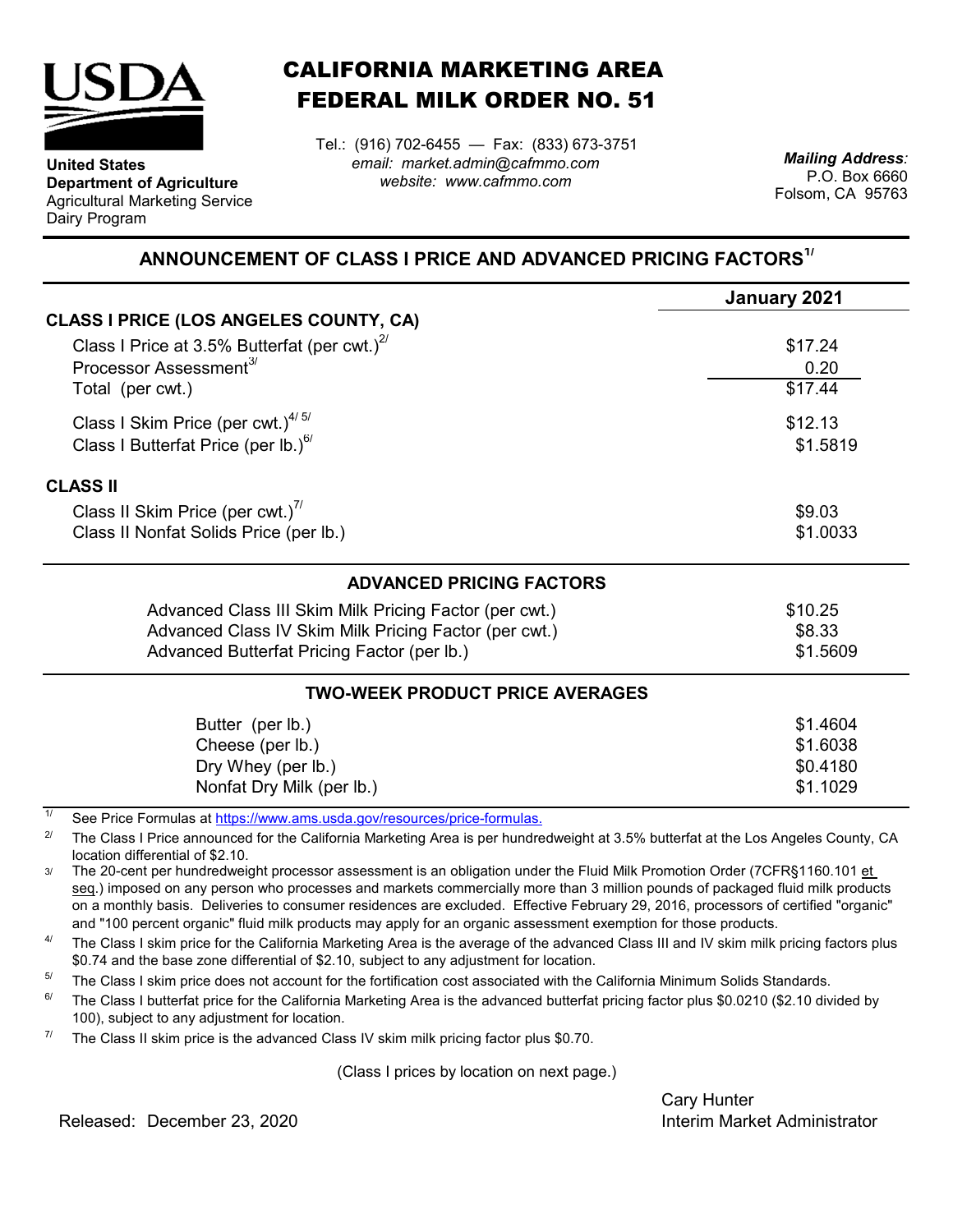**United States Department of Agriculture**
Agricultural Marketing Service
Dairy Program

# CALIFORNIA MARKETING AREA
# FEDERAL MILK ORDER NO. 51

Tel.: (916) 702-6455 — Fax: (833) 673-3751
*email: market.admin@cafmmo.com*
*website: www.cafmmo.com*

*Mailing Address:*
P.O. Box 6660
Folsom, CA 95763

## ANNOUNCEMENT OF CLASS I PRICE AND ADVANCED PRICING FACTORS[1/]

| | January 2021 |
|---|---|
| **CLASS I PRICE (LOS ANGELES COUNTY, CA)** | |
| Class I Price at 3.5% Butterfat (per cwt.)[2/] | $17.24 |
| Processor Assessment[3/] | 0.20 |
| Total (per cwt.) | $17.44 |
| Class I Skim Price (per cwt.)[4/ 5/] | $12.13 |
| Class I Butterfat Price (per lb.)[6/] | $1.5819 |
| **CLASS II** | |
| Class II Skim Price (per cwt.)[7/] | $9.03 |
| Class II Nonfat Solids Price (per lb.) | $1.0033 |

### ADVANCED PRICING FACTORS

| | |
|---|---|
| Advanced Class III Skim Milk Pricing Factor (per cwt.) | $10.25 |
| Advanced Class IV Skim Milk Pricing Factor (per cwt.) | $8.33 |
| Advanced Butterfat Pricing Factor (per lb.) | $1.5609 |

### TWO-WEEK PRODUCT PRICE AVERAGES

| | |
|---|---|
| Butter (per lb.) | $1.4604 |
| Cheese (per lb.) | $1.6038 |
| Dry Whey (per lb.) | $0.4180 |
| Nonfat Dry Milk (per lb.) | $1.1029 |

1/ See Price Formulas at https://www.ams.usda.gov/resources/price-formulas.

2/ The Class I Price announced for the California Marketing Area is per hundredweight at 3.5% butterfat at the Los Angeles County, CA location differential of $2.10.

3/ The 20-cent per hundredweight processor assessment is an obligation under the Fluid Milk Promotion Order (7CFR§1160.101 et seq.) imposed on any person who processes and markets commercially more than 3 million pounds of packaged fluid milk products on a monthly basis. Deliveries to consumer residences are excluded. Effective February 29, 2016, processors of certified "organic" and "100 percent organic" fluid milk products may apply for an organic assessment exemption for those products.

4/ The Class I skim price for the California Marketing Area is the average of the advanced Class III and IV skim milk pricing factors plus $0.74 and the base zone differential of $2.10, subject to any adjustment for location.

5/ The Class I skim price does not account for the fortification cost associated with the California Minimum Solids Standards.

6/ The Class I butterfat price for the California Marketing Area is the advanced butterfat pricing factor plus $0.0210 ($2.10 divided by 100), subject to any adjustment for location.

7/ The Class II skim price is the advanced Class IV skim milk pricing factor plus $0.70.

(Class I prices by location on next page.)

Released: December 23, 2020

Cary Hunter
Interim Market Administrator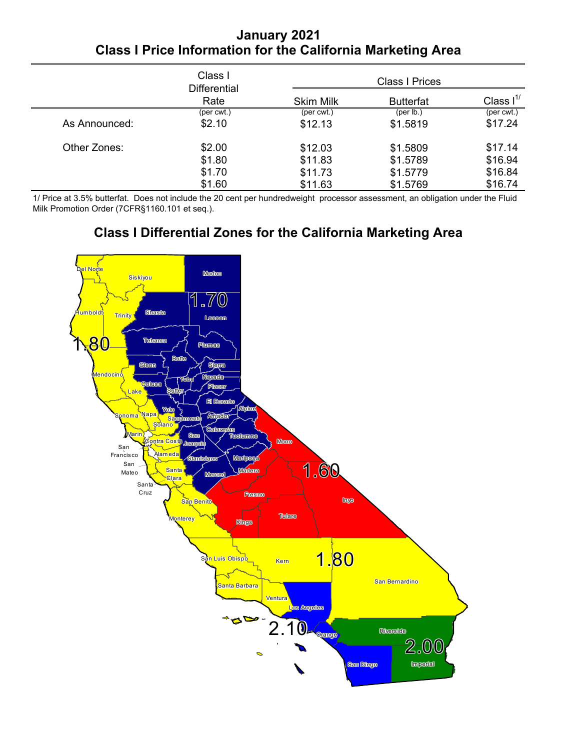# January 2021
# Class I Price Information for the California Marketing Area

| | Class I Differential Rate | Class I Prices | | |
|---|---|---|---|---|
| | | Skim Milk | Butterfat | Class I[1/] |
| | (per cwt.) | (per cwt.) | (per lb.) | (per cwt.) |
| As Announced: | $2.10 | $12.13 | $1.5819 | $17.24 |
| Other Zones: | $2.00 | $12.03 | $1.5809 | $17.14 |
| | $1.80 | $11.83 | $1.5789 | $16.94 |
| | $1.70 | $11.73 | $1.5779 | $16.84 |
| | $1.60 | $11.63 | $1.5769 | $16.74 |

1/ Price at 3.5% butterfat. Does not include the 20 cent per hundredweight processor assessment, an obligation under the Fluid Milk Promotion Order (7CFR§1160.101 et seq.).

## Class I Differential Zones for the California Marketing Area

Del Norte
Siskiyou
Modoc
1.70
Humboldt
Trinity
Shasta
Lassen
1.80
Tehama
Plumas
Butte
Glenn
Sierra
Mendocino
Yuba
Nevada
Colusa
Lake
Sutter
Placer
El Dorado
Yolo
Alpine
Sonoma
Napa
Sacramento
Amador
Solano
Calaveras
Marin
San Joaquin
Tuolumne
Mono
Contra Costa
San Francisco
Alameda
Stanislaus
Mariposa
San Mateo
Santa Clara
Merced
Madera
1.60
Santa Cruz
Fresno
San Benito
Inyo
Monterey
Tulare
Kings
San Luis Obispo
Kern
1.80
San Bernardino
Santa Barbara
Ventura
Los Angeles
2.10
Orange
Riverside
2.00
San Diego
Imperial